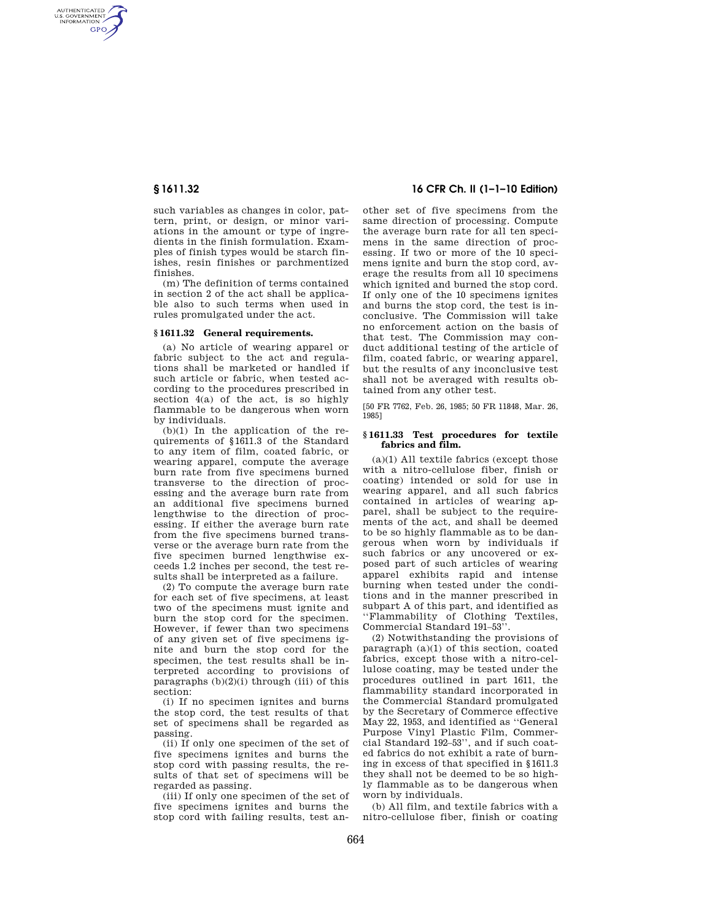such variables as changes in color, pattern, print, or design, or minor variations in the amount or type of ingredients in the finish formulation. Examples of finish types would be starch finishes, resin finishes or parchmentized finishes.

(m) The definition of terms contained in section 2 of the act shall be applicable also to such terms when used in rules promulgated under the act.

### § 1611.32 General requirements.

(a) No article of wearing apparel or fabric subject to the act and regulations shall be marketed or handled if such article or fabric, when tested according to the procedures prescribed in section 4(a) of the act, is so highly flammable to be dangerous when worn by individuals.

(b)(1) In the application of the requirements of §1611.3 of the Standard to any item of film, coated fabric, or wearing apparel, compute the average burn rate from five specimens burned transverse to the direction of processing and the average burn rate from an additional five specimens burned lengthwise to the direction of processing. If either the average burn rate from the five specimens burned transverse or the average burn rate from the five specimen burned lengthwise exceeds 1.2 inches per second, the test results shall be interpreted as a failure.

(2) To compute the average burn rate for each set of five specimens, at least two of the specimens must ignite and burn the stop cord for the specimen. However, if fewer than two specimens of any given set of five specimens ignite and burn the stop cord for the specimen, the test results shall be interpreted according to provisions of paragraphs (b)(2)(i) through (iii) of this section:

(i) If no specimen ignites and burns the stop cord, the test results of that set of specimens shall be regarded as passing.

(ii) If only one specimen of the set of five specimens ignites and burns the stop cord with passing results, the results of that set of specimens will be regarded as passing.

(iii) If only one specimen of the set of five specimens ignites and burns the stop cord with failing results, test another set of five specimens from the same direction of processing. Compute the average burn rate for all ten specimens in the same direction of processing. If two or more of the 10 specimens ignite and burn the stop cord, average the results from all 10 specimens which ignited and burned the stop cord. If only one of the 10 specimens ignites and burns the stop cord, the test is inconclusive. The Commission will take no enforcement action on the basis of that test. The Commission may conduct additional testing of the article of film, coated fabric, or wearing apparel, but the results of any inconclusive test shall not be averaged with results obtained from any other test.

[50 FR 7762, Feb. 26, 1985; 50 FR 11848, Mar. 26, 1985]

### § 1611.33 Test procedures for textile fabrics and film.

(a)(1) All textile fabrics (except those with a nitro-cellulose fiber, finish or coating) intended or sold for use in wearing apparel, and all such fabrics contained in articles of wearing apparel, shall be subject to the requirements of the act, and shall be deemed to be so highly flammable as to be dangerous when worn by individuals if such fabrics or any uncovered or exposed part of such articles of wearing apparel exhibits rapid and intense burning when tested under the conditions and in the manner prescribed in subpart A of this part, and identified as ''Flammability of Clothing Textiles, Commercial Standard 191–53''.

(2) Notwithstanding the provisions of paragraph (a)(1) of this section, coated fabrics, except those with a nitro-cellulose coating, may be tested under the procedures outlined in part 1611, the flammability standard incorporated in the Commercial Standard promulgated by the Secretary of Commerce effective May 22, 1953, and identified as ''General Purpose Vinyl Plastic Film, Commercial Standard 192–53'', and if such coated fabrics do not exhibit a rate of burning in excess of that specified in §1611.3 they shall not be deemed to be so highly flammable as to be dangerous when worn by individuals.

(b) All film, and textile fabrics with a nitro-cellulose fiber, finish or coating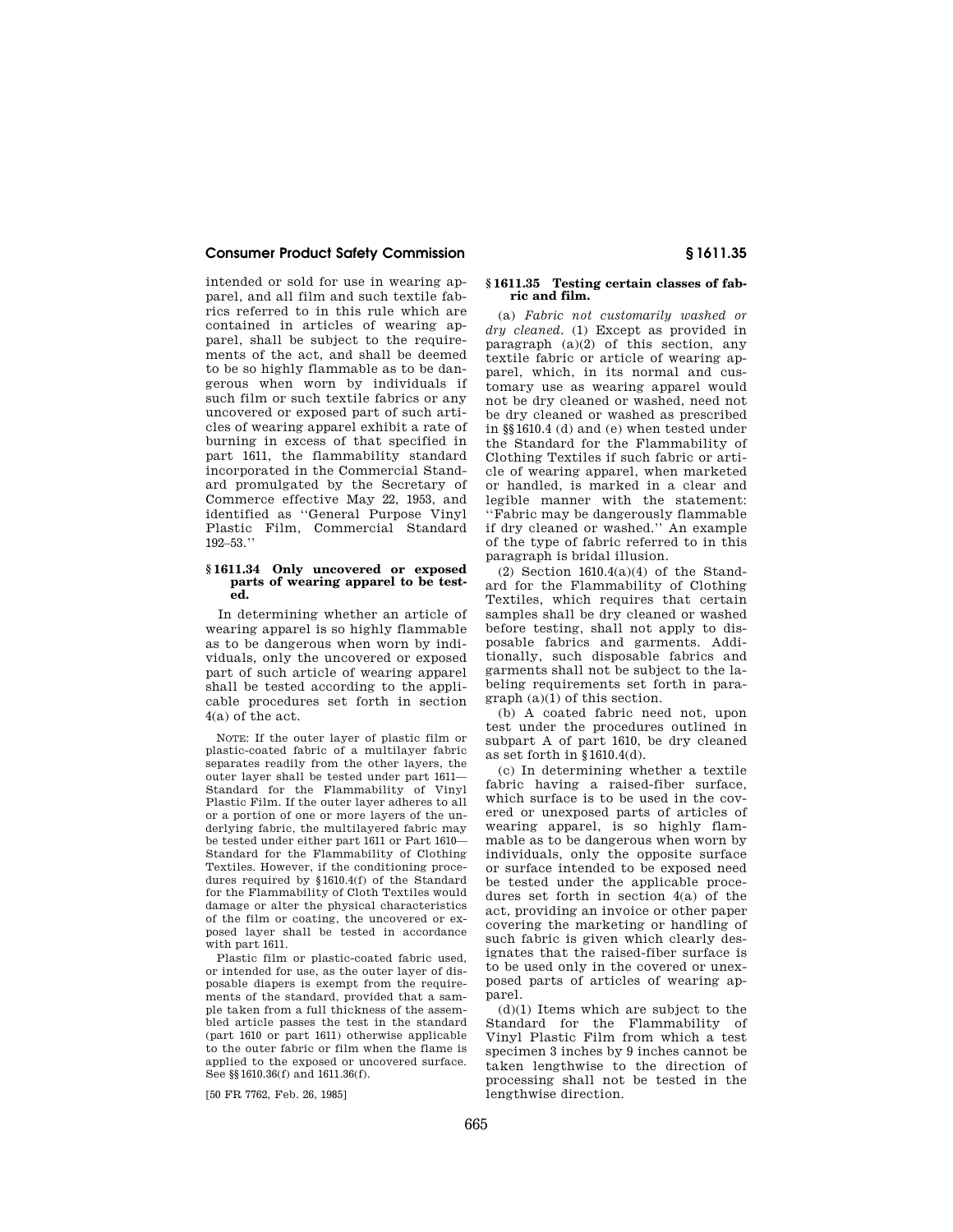intended or sold for use in wearing apparel, and all film and such textile fabrics referred to in this rule which are contained in articles of wearing apparel, shall be subject to the requirements of the act, and shall be deemed to be so highly flammable as to be dangerous when worn by individuals if such film or such textile fabrics or any uncovered or exposed part of such articles of wearing apparel exhibit a rate of burning in excess of that specified in part 1611, the flammability standard incorporated in the Commercial Standard promulgated by the Secretary of Commerce effective May 22, 1953, and identified as ''General Purpose Vinyl Plastic Film, Commercial Standard 192–53.''

### § 1611.34 Only uncovered or exposed parts of wearing apparel to be tested.

In determining whether an article of wearing apparel is so highly flammable as to be dangerous when worn by individuals, only the uncovered or exposed part of such article of wearing apparel shall be tested according to the applicable procedures set forth in section 4(a) of the act.

NOTE: If the outer layer of plastic film or plastic-coated fabric of a multilayer fabric separates readily from the other layers, the outer layer shall be tested under part 1611—Standard for the Flammability of Vinyl Plastic Film. If the outer layer adheres to all or a portion of one or more layers of the underlying fabric, the multilayered fabric may be tested under either part 1611 or Part 1610—Standard for the Flammability of Clothing Textiles. However, if the conditioning procedures required by §1610.4(f) of the Standard for the Flammability of Cloth Textiles would damage or alter the physical characteristics of the film or coating, the uncovered or exposed layer shall be tested in accordance with part 1611.

Plastic film or plastic-coated fabric used, or intended for use, as the outer layer of disposable diapers is exempt from the requirements of the standard, provided that a sample taken from a full thickness of the assembled article passes the test in the standard (part 1610 or part 1611) otherwise applicable to the outer fabric or film when the flame is applied to the exposed or uncovered surface. See §§1610.36(f) and 1611.36(f).

[50 FR 7762, Feb. 26, 1985]

### § 1611.35 Testing certain classes of fabric and film.

(a) *Fabric not customarily washed or dry cleaned.* (1) Except as provided in paragraph (a)(2) of this section, any textile fabric or article of wearing apparel, which, in its normal and customary use as wearing apparel would not be dry cleaned or washed, need not be dry cleaned or washed as prescribed in §§1610.4 (d) and (e) when tested under the Standard for the Flammability of Clothing Textiles if such fabric or article of wearing apparel, when marketed or handled, is marked in a clear and legible manner with the statement: ''Fabric may be dangerously flammable if dry cleaned or washed.'' An example of the type of fabric referred to in this paragraph is bridal illusion.

(2) Section 1610.4(a)(4) of the Standard for the Flammability of Clothing Textiles, which requires that certain samples shall be dry cleaned or washed before testing, shall not apply to disposable fabrics and garments. Additionally, such disposable fabrics and garments shall not be subject to the labeling requirements set forth in paragraph (a)(1) of this section.

(b) A coated fabric need not, upon test under the procedures outlined in subpart A of part 1610, be dry cleaned as set forth in §1610.4(d).

(c) In determining whether a textile fabric having a raised-fiber surface, which surface is to be used in the covered or unexposed parts of articles of wearing apparel, is so highly flammable as to be dangerous when worn by individuals, only the opposite surface or surface intended to be exposed need be tested under the applicable procedures set forth in section 4(a) of the act, providing an invoice or other paper covering the marketing or handling of such fabric is given which clearly designates that the raised-fiber surface is to be used only in the covered or unexposed parts of articles of wearing apparel.

(d)(1) Items which are subject to the Standard for the Flammability of Vinyl Plastic Film from which a test specimen 3 inches by 9 inches cannot be taken lengthwise to the direction of processing shall not be tested in the lengthwise direction.